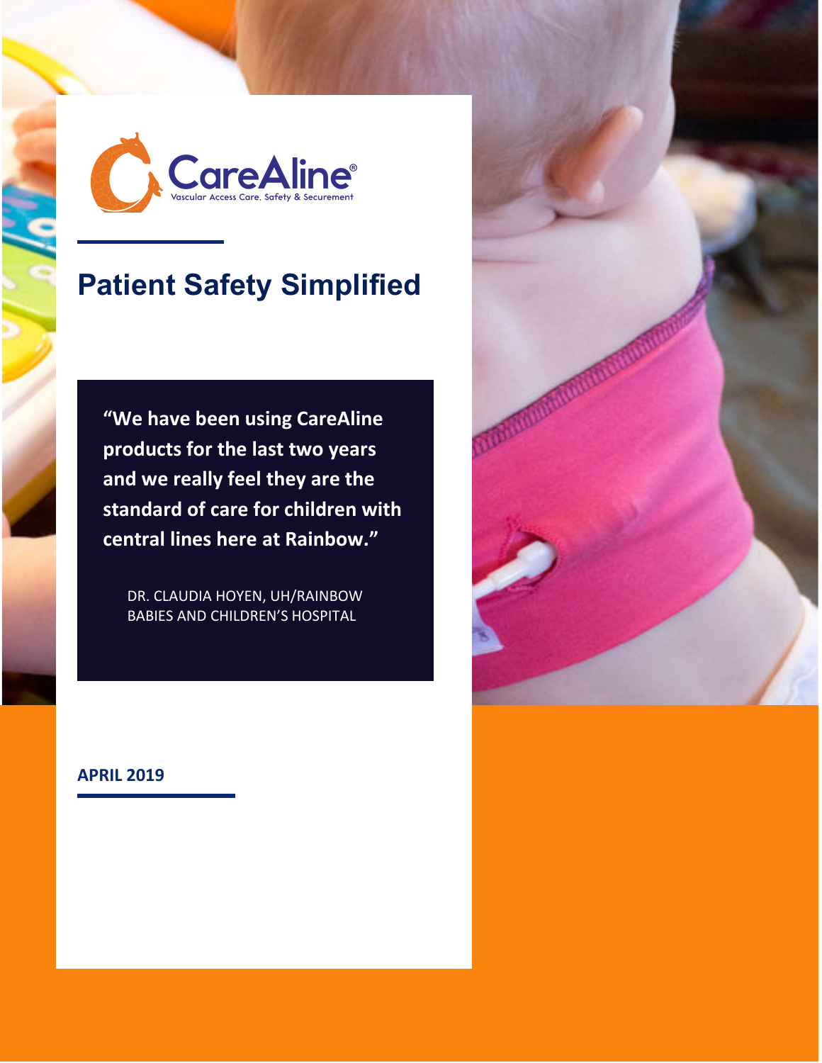CareAline®

Vascular Access Care, Safety & Securement

# Patient Safety Simplified

> **"We have been using CareAline products for the last two years and we really feel they are the standard of care for children with central lines here at Rainbow."**
>
> DR. CLAUDIA HOYEN, UH/RAINBOW BABIES AND CHILDREN'S HOSPITAL

**APRIL 2019**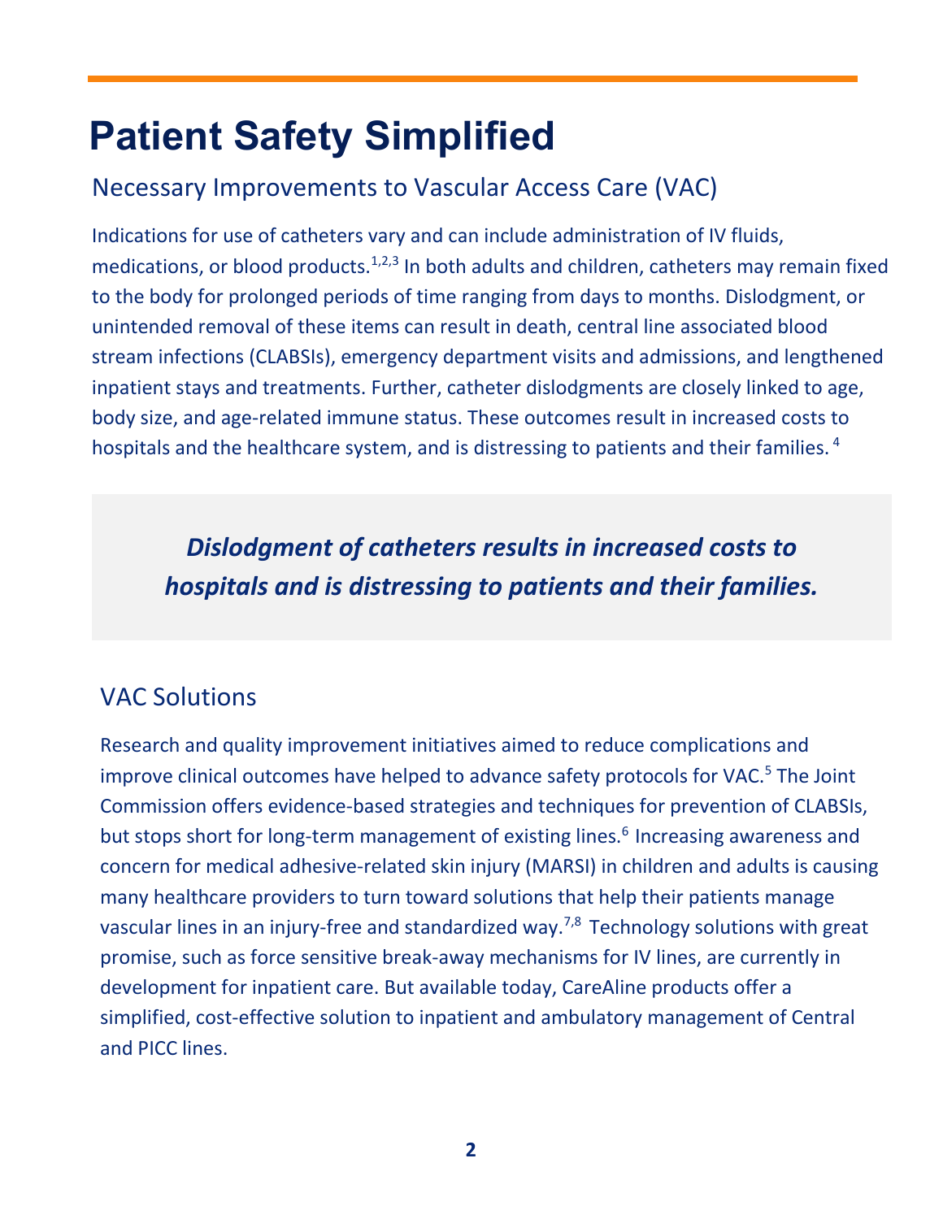# Patient Safety Simplified

## Necessary Improvements to Vascular Access Care (VAC)

Indications for use of catheters vary and can include administration of IV fluids, medications, or blood products.[1,2,3] In both adults and children, catheters may remain fixed to the body for prolonged periods of time ranging from days to months. Dislodgment, or unintended removal of these items can result in death, central line associated blood stream infections (CLABSIs), emergency department visits and admissions, and lengthened inpatient stays and treatments. Further, catheter dislodgments are closely linked to age, body size, and age-related immune status. These outcomes result in increased costs to hospitals and the healthcare system, and is distressing to patients and their families.[4]

> ***Dislodgment of catheters results in increased costs to hospitals and is distressing to patients and their families.***

## VAC Solutions

Research and quality improvement initiatives aimed to reduce complications and improve clinical outcomes have helped to advance safety protocols for VAC.[5] The Joint Commission offers evidence-based strategies and techniques for prevention of CLABSIs, but stops short for long-term management of existing lines.[6] Increasing awareness and concern for medical adhesive-related skin injury (MARSI) in children and adults is causing many healthcare providers to turn toward solutions that help their patients manage vascular lines in an injury-free and standardized way.[7,8] Technology solutions with great promise, such as force sensitive break-away mechanisms for IV lines, are currently in development for inpatient care. But available today, CareAline products offer a simplified, cost-effective solution to inpatient and ambulatory management of Central and PICC lines.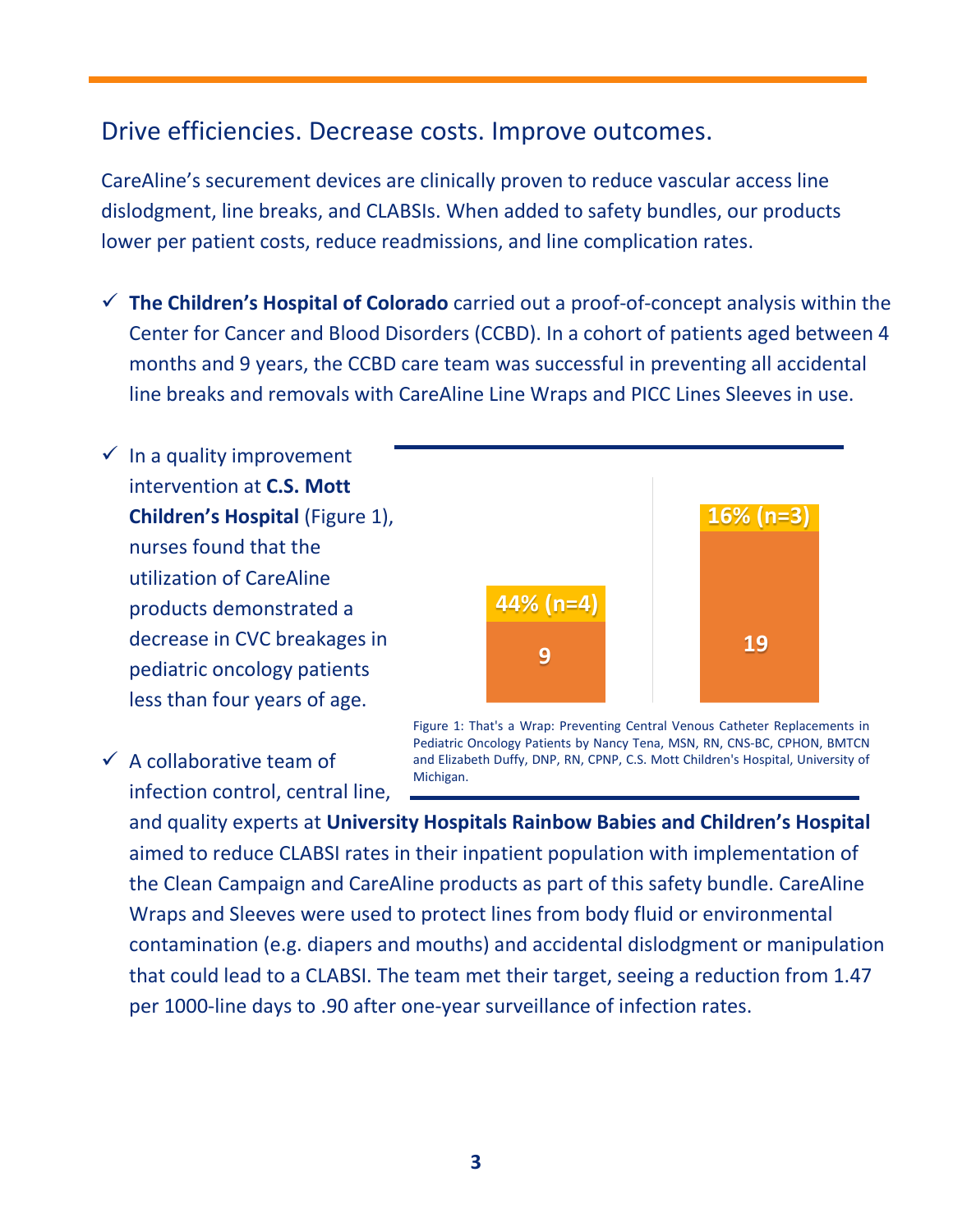## Drive efficiencies. Decrease costs. Improve outcomes.

CareAline's securement devices are clinically proven to reduce vascular access line dislodgment, line breaks, and CLABSIs. When added to safety bundles, our products lower per patient costs, reduce readmissions, and line complication rates.

- ✓ **The Children's Hospital of Colorado** carried out a proof-of-concept analysis within the Center for Cancer and Blood Disorders (CCBD). In a cohort of patients aged between 4 months and 9 years, the CCBD care team was successful in preventing all accidental line breaks and removals with CareAline Line Wraps and PICC Lines Sleeves in use.
- ✓ In a quality improvement intervention at **C.S. Mott Children's Hospital** (Figure 1), nurses found that the utilization of CareAline products demonstrated a decrease in CVC breakages in pediatric oncology patients less than four years of age.

| 9 | 19 |
|---|---|
| 44% (n=4) | 16% (n=3) |

Figure 1: That's a Wrap: Preventing Central Venous Catheter Replacements in Pediatric Oncology Patients by Nancy Tena, MSN, RN, CNS-BC, CPHON, BMTCN and Elizabeth Duffy, DNP, RN, CPNP, C.S. Mott Children's Hospital, University of Michigan.

- ✓ A collaborative team of infection control, central line, and quality experts at **University Hospitals Rainbow Babies and Children's Hospital** aimed to reduce CLABSI rates in their inpatient population with implementation of the Clean Campaign and CareAline products as part of this safety bundle. CareAline Wraps and Sleeves were used to protect lines from body fluid or environmental contamination (e.g. diapers and mouths) and accidental dislodgment or manipulation that could lead to a CLABSI. The team met their target, seeing a reduction from 1.47 per 1000-line days to .90 after one-year surveillance of infection rates.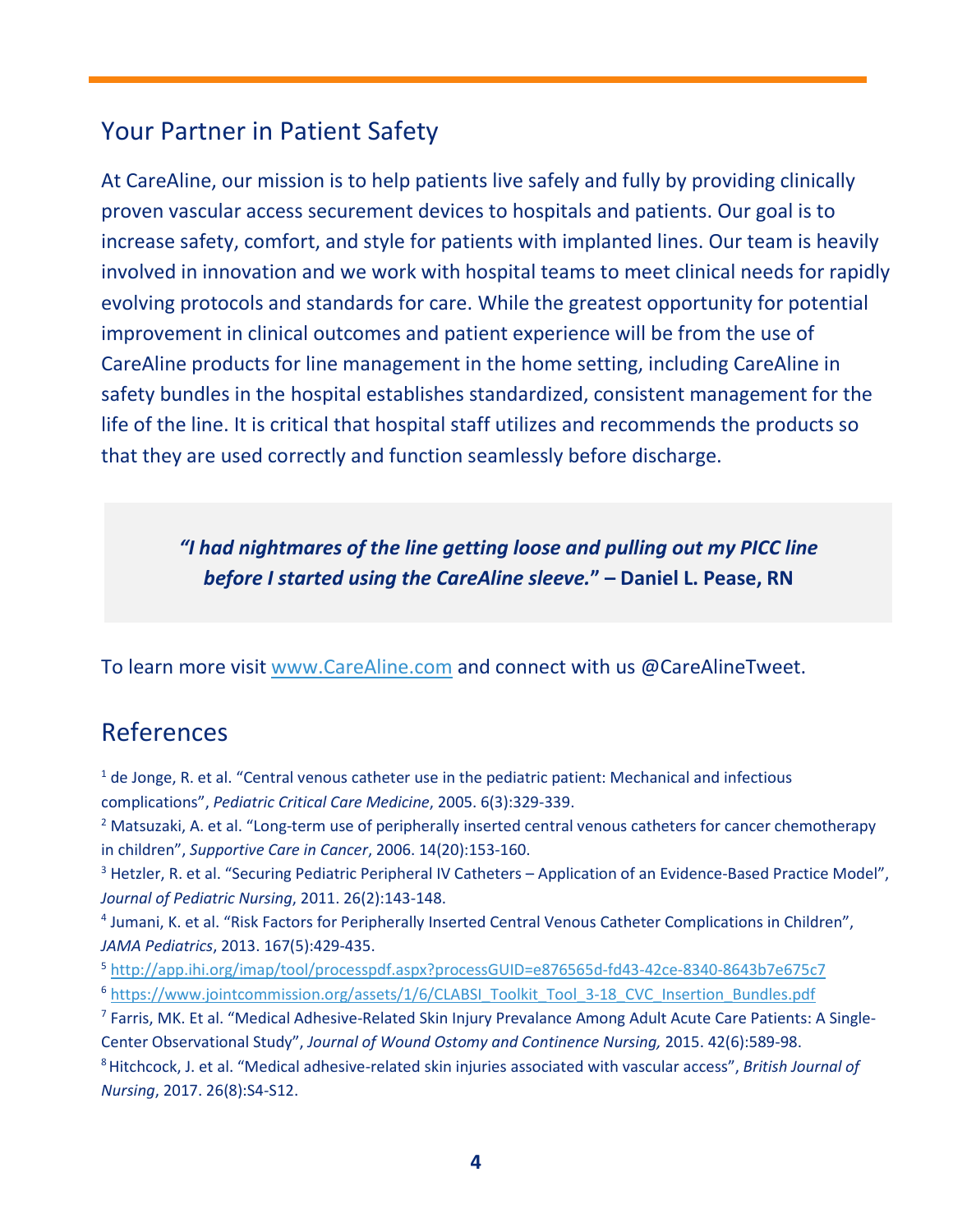## Your Partner in Patient Safety

At CareAline, our mission is to help patients live safely and fully by providing clinically proven vascular access securement devices to hospitals and patients. Our goal is to increase safety, comfort, and style for patients with implanted lines. Our team is heavily involved in innovation and we work with hospital teams to meet clinical needs for rapidly evolving protocols and standards for care. While the greatest opportunity for potential improvement in clinical outcomes and patient experience will be from the use of CareAline products for line management in the home setting, including CareAline in safety bundles in the hospital establishes standardized, consistent management for the life of the line. It is critical that hospital staff utilizes and recommends the products so that they are used correctly and function seamlessly before discharge.

> ***"I had nightmares of the line getting loose and pulling out my PICC line before I started using the CareAline sleeve."*** **– Daniel L. Pease, RN**

To learn more visit [www.CareAline.com](http://www.CareAline.com) and connect with us @CareAlineTweet.

## References

[1] de Jonge, R. et al. "Central venous catheter use in the pediatric patient: Mechanical and infectious complications", *Pediatric Critical Care Medicine*, 2005. 6(3):329-339.

[2] Matsuzaki, A. et al. "Long-term use of peripherally inserted central venous catheters for cancer chemotherapy in children", *Supportive Care in Cancer*, 2006. 14(20):153-160.

[3] Hetzler, R. et al. "Securing Pediatric Peripheral IV Catheters – Application of an Evidence-Based Practice Model", *Journal of Pediatric Nursing*, 2011. 26(2):143-148.

[4] Jumani, K. et al. "Risk Factors for Peripherally Inserted Central Venous Catheter Complications in Children", *JAMA Pediatrics*, 2013. 167(5):429-435.

[5] http://app.ihi.org/imap/tool/processpdf.aspx?processGUID=e876565d-fd43-42ce-8340-8643b7e675c7

[6] https://www.jointcommission.org/assets/1/6/CLABSI_Toolkit_Tool_3-18_CVC_Insertion_Bundles.pdf

[7] Farris, MK. Et al. "Medical Adhesive-Related Skin Injury Prevalance Among Adult Acute Care Patients: A Single-Center Observational Study", *Journal of Wound Ostomy and Continence Nursing,* 2015. 42(6):589-98.

[8] Hitchcock, J. et al. "Medical adhesive-related skin injuries associated with vascular access", *British Journal of Nursing*, 2017. 26(8):S4-S12.